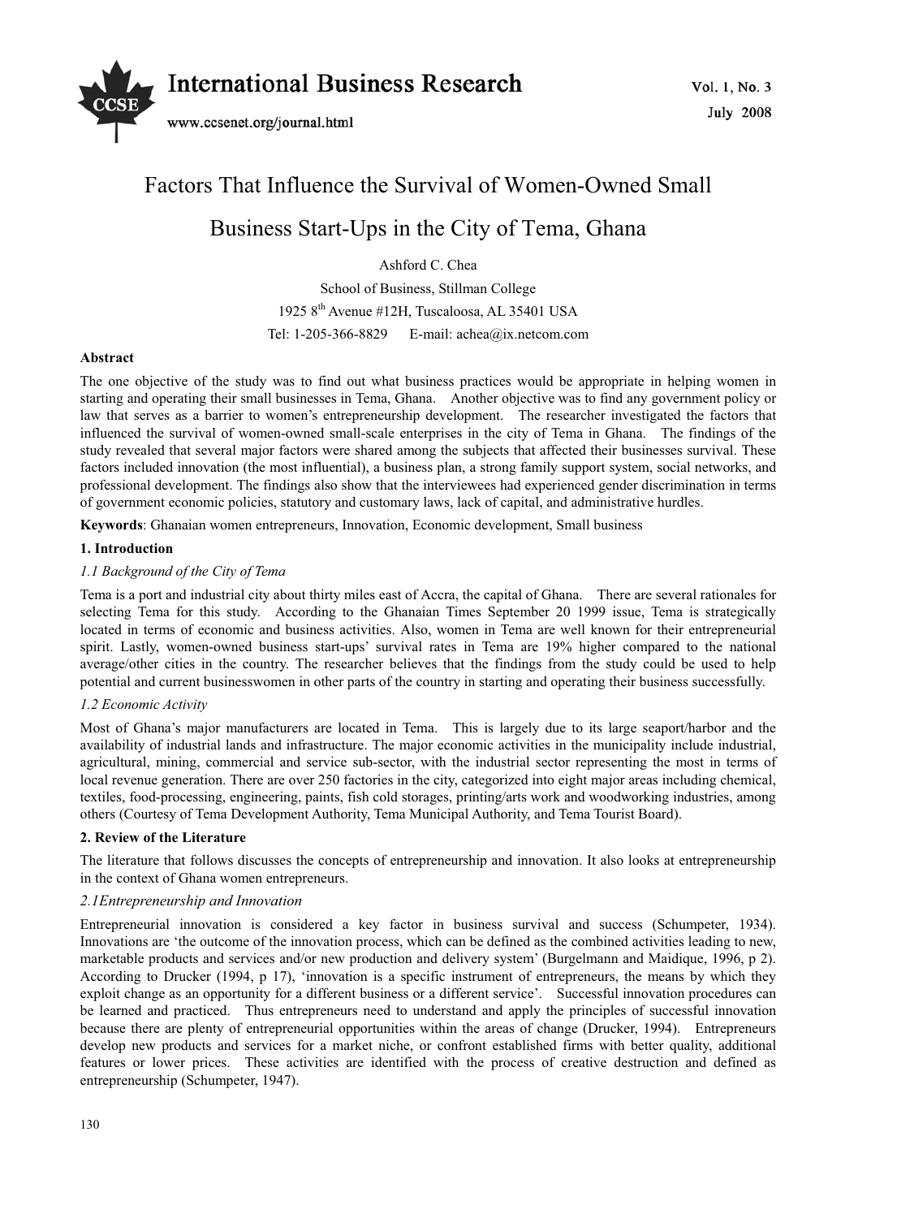# Factors That Influence the Survival of Women-Owned Small Business Start-Ups in the City of Tema, Ghana

Ashford C. Chea

School of Business, Stillman College

1925 8th Avenue #12H, Tuscaloosa, AL 35401 USA

Tel: 1-205-366-8829 E-mail: achea@ix.netcom.com

**Abstract**

The one objective of the study was to find out what business practices would be appropriate in helping women in starting and operating their small businesses in Tema, Ghana. Another objective was to find any government policy or law that serves as a barrier to women's entrepreneurship development. The researcher investigated the factors that influenced the survival of women-owned small-scale enterprises in the city of Tema in Ghana. The findings of the study revealed that several major factors were shared among the subjects that affected their businesses survival. These factors included innovation (the most influential), a business plan, a strong family support system, social networks, and professional development. The findings also show that the interviewees had experienced gender discrimination in terms of government economic policies, statutory and customary laws, lack of capital, and administrative hurdles.

**Keywords**: Ghanaian women entrepreneurs, Innovation, Economic development, Small business

## 1. Introduction

### *1.1 Background of the City of Tema*

Tema is a port and industrial city about thirty miles east of Accra, the capital of Ghana. There are several rationales for selecting Tema for this study. According to the Ghanaian Times September 20 1999 issue, Tema is strategically located in terms of economic and business activities. Also, women in Tema are well known for their entrepreneurial spirit. Lastly, women-owned business start-ups' survival rates in Tema are 19% higher compared to the national average/other cities in the country. The researcher believes that the findings from the study could be used to help potential and current businesswomen in other parts of the country in starting and operating their business successfully.

### *1.2 Economic Activity*

Most of Ghana's major manufacturers are located in Tema. This is largely due to its large seaport/harbor and the availability of industrial lands and infrastructure. The major economic activities in the municipality include industrial, agricultural, mining, commercial and service sub-sector, with the industrial sector representing the most in terms of local revenue generation. There are over 250 factories in the city, categorized into eight major areas including chemical, textiles, food-processing, engineering, paints, fish cold storages, printing/arts work and woodworking industries, among others (Courtesy of Tema Development Authority, Tema Municipal Authority, and Tema Tourist Board).

## 2. Review of the Literature

The literature that follows discusses the concepts of entrepreneurship and innovation. It also looks at entrepreneurship in the context of Ghana women entrepreneurs.

### *2.1Entrepreneurship and Innovation*

Entrepreneurial innovation is considered a key factor in business survival and success (Schumpeter, 1934). Innovations are 'the outcome of the innovation process, which can be defined as the combined activities leading to new, marketable products and services and/or new production and delivery system' (Burgelmann and Maidique, 1996, p 2). According to Drucker (1994, p 17), 'innovation is a specific instrument of entrepreneurs, the means by which they exploit change as an opportunity for a different business or a different service'. Successful innovation procedures can be learned and practiced. Thus entrepreneurs need to understand and apply the principles of successful innovation because there are plenty of entrepreneurial opportunities within the areas of change (Drucker, 1994). Entrepreneurs develop new products and services for a market niche, or confront established firms with better quality, additional features or lower prices. These activities are identified with the process of creative destruction and defined as entrepreneurship (Schumpeter, 1947).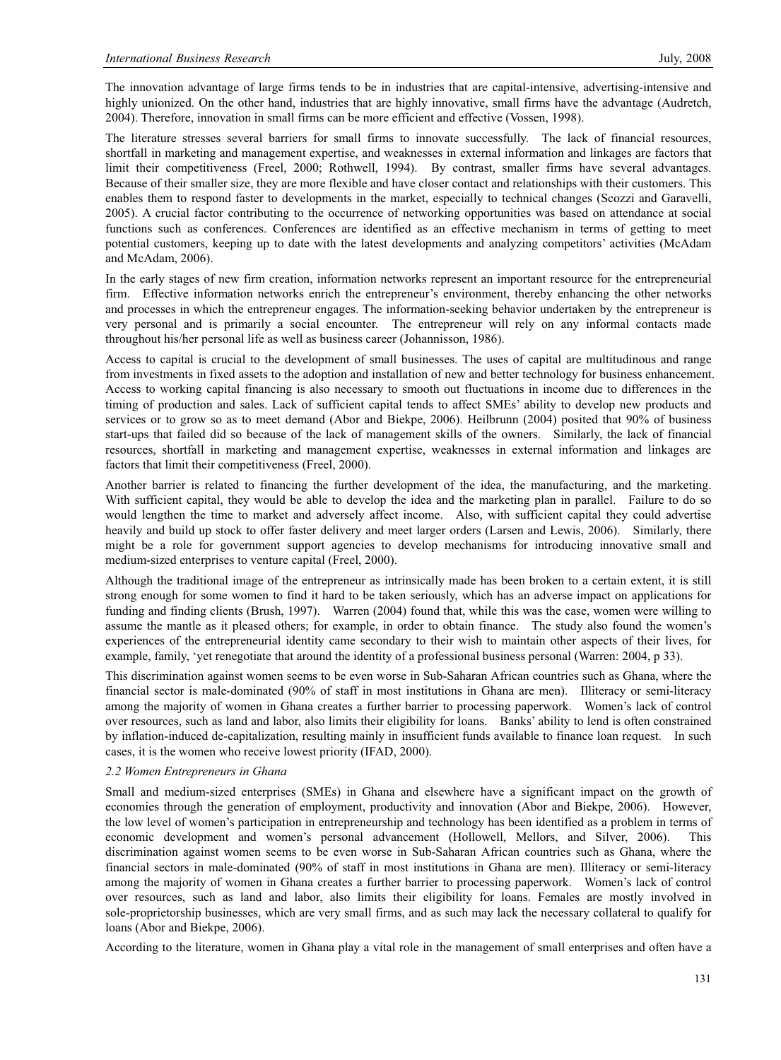The innovation advantage of large firms tends to be in industries that are capital-intensive, advertising-intensive and highly unionized. On the other hand, industries that are highly innovative, small firms have the advantage (Audretch, 2004). Therefore, innovation in small firms can be more efficient and effective (Vossen, 1998).

The literature stresses several barriers for small firms to innovate successfully. The lack of financial resources, shortfall in marketing and management expertise, and weaknesses in external information and linkages are factors that limit their competitiveness (Freel, 2000; Rothwell, 1994). By contrast, smaller firms have several advantages. Because of their smaller size, they are more flexible and have closer contact and relationships with their customers. This enables them to respond faster to developments in the market, especially to technical changes (Scozzi and Garavelli, 2005). A crucial factor contributing to the occurrence of networking opportunities was based on attendance at social functions such as conferences. Conferences are identified as an effective mechanism in terms of getting to meet potential customers, keeping up to date with the latest developments and analyzing competitors' activities (McAdam and McAdam, 2006).

In the early stages of new firm creation, information networks represent an important resource for the entrepreneurial firm. Effective information networks enrich the entrepreneur's environment, thereby enhancing the other networks and processes in which the entrepreneur engages. The information-seeking behavior undertaken by the entrepreneur is very personal and is primarily a social encounter. The entrepreneur will rely on any informal contacts made throughout his/her personal life as well as business career (Johannisson, 1986).

Access to capital is crucial to the development of small businesses. The uses of capital are multitudinous and range from investments in fixed assets to the adoption and installation of new and better technology for business enhancement. Access to working capital financing is also necessary to smooth out fluctuations in income due to differences in the timing of production and sales. Lack of sufficient capital tends to affect SMEs' ability to develop new products and services or to grow so as to meet demand (Abor and Biekpe, 2006). Heilbrunn (2004) posited that 90% of business start-ups that failed did so because of the lack of management skills of the owners. Similarly, the lack of financial resources, shortfall in marketing and management expertise, weaknesses in external information and linkages are factors that limit their competitiveness (Freel, 2000).

Another barrier is related to financing the further development of the idea, the manufacturing, and the marketing. With sufficient capital, they would be able to develop the idea and the marketing plan in parallel. Failure to do so would lengthen the time to market and adversely affect income. Also, with sufficient capital they could advertise heavily and build up stock to offer faster delivery and meet larger orders (Larsen and Lewis, 2006). Similarly, there might be a role for government support agencies to develop mechanisms for introducing innovative small and medium-sized enterprises to venture capital (Freel, 2000).

Although the traditional image of the entrepreneur as intrinsically made has been broken to a certain extent, it is still strong enough for some women to find it hard to be taken seriously, which has an adverse impact on applications for funding and finding clients (Brush, 1997). Warren (2004) found that, while this was the case, women were willing to assume the mantle as it pleased others; for example, in order to obtain finance. The study also found the women's experiences of the entrepreneurial identity came secondary to their wish to maintain other aspects of their lives, for example, family, 'yet renegotiate that around the identity of a professional business personal (Warren: 2004, p 33).

This discrimination against women seems to be even worse in Sub-Saharan African countries such as Ghana, where the financial sector is male-dominated (90% of staff in most institutions in Ghana are men). Illiteracy or semi-literacy among the majority of women in Ghana creates a further barrier to processing paperwork. Women's lack of control over resources, such as land and labor, also limits their eligibility for loans. Banks' ability to lend is often constrained by inflation-induced de-capitalization, resulting mainly in insufficient funds available to finance loan request. In such cases, it is the women who receive lowest priority (IFAD, 2000).

### *2.2 Women Entrepreneurs in Ghana*

Small and medium-sized enterprises (SMEs) in Ghana and elsewhere have a significant impact on the growth of economies through the generation of employment, productivity and innovation (Abor and Biekpe, 2006). However, the low level of women's participation in entrepreneurship and technology has been identified as a problem in terms of economic development and women's personal advancement (Hollowell, Mellors, and Silver, 2006). This discrimination against women seems to be even worse in Sub-Saharan African countries such as Ghana, where the financial sectors in male-dominated (90% of staff in most institutions in Ghana are men). Illiteracy or semi-literacy among the majority of women in Ghana creates a further barrier to processing paperwork. Women's lack of control over resources, such as land and labor, also limits their eligibility for loans. Females are mostly involved in sole-proprietorship businesses, which are very small firms, and as such may lack the necessary collateral to qualify for loans (Abor and Biekpe, 2006).

According to the literature, women in Ghana play a vital role in the management of small enterprises and often have a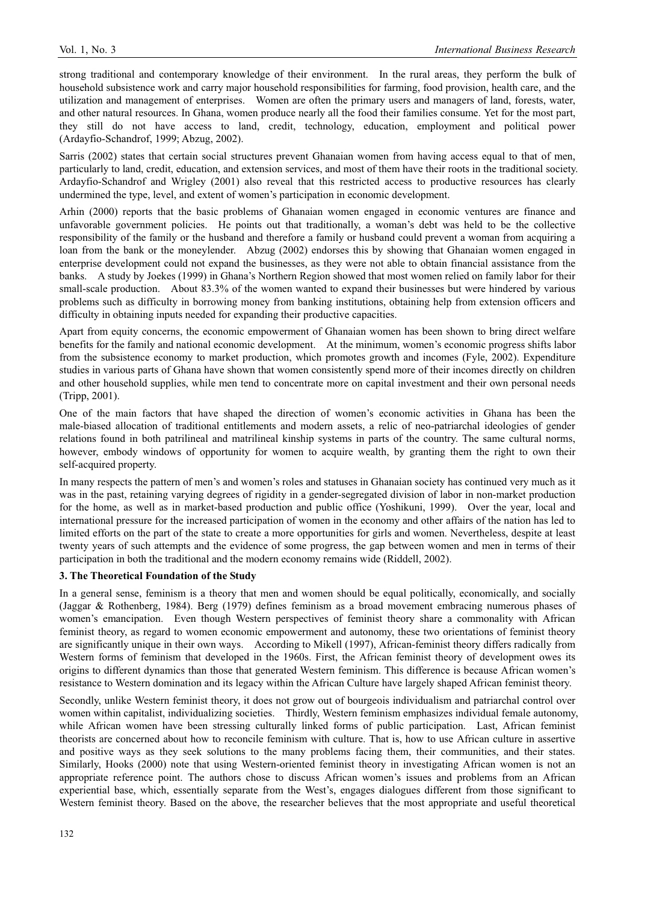strong traditional and contemporary knowledge of their environment. In the rural areas, they perform the bulk of household subsistence work and carry major household responsibilities for farming, food provision, health care, and the utilization and management of enterprises. Women are often the primary users and managers of land, forests, water, and other natural resources. In Ghana, women produce nearly all the food their families consume. Yet for the most part, they still do not have access to land, credit, technology, education, employment and political power (Ardayfio-Schandrof, 1999; Abzug, 2002).

Sarris (2002) states that certain social structures prevent Ghanaian women from having access equal to that of men, particularly to land, credit, education, and extension services, and most of them have their roots in the traditional society. Ardayfio-Schandrof and Wrigley (2001) also reveal that this restricted access to productive resources has clearly undermined the type, level, and extent of women's participation in economic development.

Arhin (2000) reports that the basic problems of Ghanaian women engaged in economic ventures are finance and unfavorable government policies. He points out that traditionally, a woman's debt was held to be the collective responsibility of the family or the husband and therefore a family or husband could prevent a woman from acquiring a loan from the bank or the moneylender. Abzug (2002) endorses this by showing that Ghanaian women engaged in enterprise development could not expand the businesses, as they were not able to obtain financial assistance from the banks. A study by Joekes (1999) in Ghana's Northern Region showed that most women relied on family labor for their small-scale production. About 83.3% of the women wanted to expand their businesses but were hindered by various problems such as difficulty in borrowing money from banking institutions, obtaining help from extension officers and difficulty in obtaining inputs needed for expanding their productive capacities.

Apart from equity concerns, the economic empowerment of Ghanaian women has been shown to bring direct welfare benefits for the family and national economic development. At the minimum, women's economic progress shifts labor from the subsistence economy to market production, which promotes growth and incomes (Fyle, 2002). Expenditure studies in various parts of Ghana have shown that women consistently spend more of their incomes directly on children and other household supplies, while men tend to concentrate more on capital investment and their own personal needs (Tripp, 2001).

One of the main factors that have shaped the direction of women's economic activities in Ghana has been the male-biased allocation of traditional entitlements and modern assets, a relic of neo-patriarchal ideologies of gender relations found in both patrilineal and matrilineal kinship systems in parts of the country. The same cultural norms, however, embody windows of opportunity for women to acquire wealth, by granting them the right to own their self-acquired property.

In many respects the pattern of men's and women's roles and statuses in Ghanaian society has continued very much as it was in the past, retaining varying degrees of rigidity in a gender-segregated division of labor in non-market production for the home, as well as in market-based production and public office (Yoshikuni, 1999). Over the year, local and international pressure for the increased participation of women in the economy and other affairs of the nation has led to limited efforts on the part of the state to create a more opportunities for girls and women. Nevertheless, despite at least twenty years of such attempts and the evidence of some progress, the gap between women and men in terms of their participation in both the traditional and the modern economy remains wide (Riddell, 2002).

## 3. The Theoretical Foundation of the Study

In a general sense, feminism is a theory that men and women should be equal politically, economically, and socially (Jaggar & Rothenberg, 1984). Berg (1979) defines feminism as a broad movement embracing numerous phases of women's emancipation. Even though Western perspectives of feminist theory share a commonality with African feminist theory, as regard to women economic empowerment and autonomy, these two orientations of feminist theory are significantly unique in their own ways. According to Mikell (1997), African-feminist theory differs radically from Western forms of feminism that developed in the 1960s. First, the African feminist theory of development owes its origins to different dynamics than those that generated Western feminism. This difference is because African women's resistance to Western domination and its legacy within the African Culture have largely shaped African feminist theory.

Secondly, unlike Western feminist theory, it does not grow out of bourgeois individualism and patriarchal control over women within capitalist, individualizing societies. Thirdly, Western feminism emphasizes individual female autonomy, while African women have been stressing culturally linked forms of public participation. Last, African feminist theorists are concerned about how to reconcile feminism with culture. That is, how to use African culture in assertive and positive ways as they seek solutions to the many problems facing them, their communities, and their states. Similarly, Hooks (2000) note that using Western-oriented feminist theory in investigating African women is not an appropriate reference point. The authors chose to discuss African women's issues and problems from an African experiential base, which, essentially separate from the West's, engages dialogues different from those significant to Western feminist theory. Based on the above, the researcher believes that the most appropriate and useful theoretical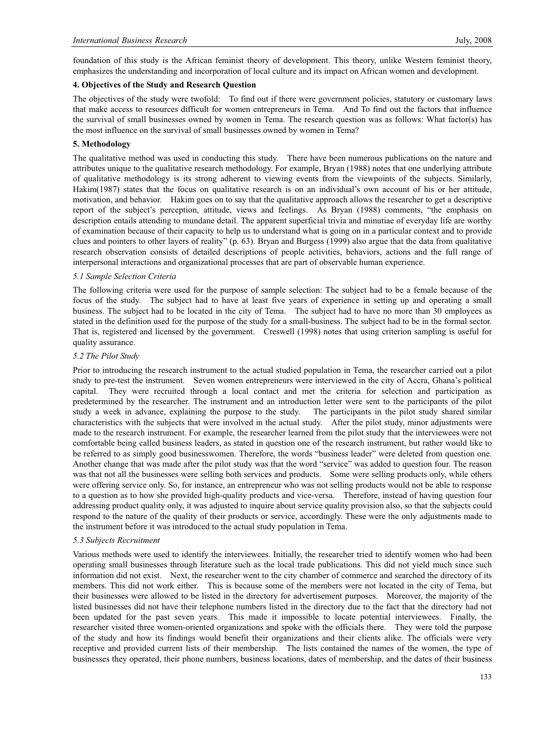foundation of this study is the African feminist theory of development. This theory, unlike Western feminist theory, emphasizes the understanding and incorporation of local culture and its impact on African women and development.

## 4. Objectives of the Study and Research Question

The objectives of the study were twofold: To find out if there were government policies, statutory or customary laws that make access to resources difficult for women entrepreneurs in Tema. And To find out the factors that influence the survival of small businesses owned by women in Tema. The research question was as follows: What factor(s) has the most influence on the survival of small businesses owned by women in Tema?

## 5. Methodology

The qualitative method was used in conducting this study. There have been numerous publications on the nature and attributes unique to the qualitative research methodology. For example, Bryan (1988) notes that one underlying attribute of qualitative methodology is its strong adherent to viewing events from the viewpoints of the subjects. Similarly, Hakim(1987) states that the focus on qualitative research is on an individual's own account of his or her attitude, motivation, and behavior. Hakim goes on to say that the qualitative approach allows the researcher to get a descriptive report of the subject's perception, attitude, views and feelings. As Bryan (1988) comments, "the emphasis on description entails attending to mundane detail. The apparent superficial trivia and minutiae of everyday life are worthy of examination because of their capacity to help us to understand what is going on in a particular context and to provide clues and pointers to other layers of reality" (p. 63). Bryan and Burgess (1999) also argue that the data from qualitative research observation consists of detailed descriptions of people activities, behaviors, actions and the full range of interpersonal interactions and organizational processes that are part of observable human experience.

### *5.1 Sample Selection Criteria*

The following criteria were used for the purpose of sample selection: The subject had to be a female because of the focus of the study. The subject had to have at least five years of experience in setting up and operating a small business. The subject had to be located in the city of Tema. The subject had to have no more than 30 employees as stated in the definition used for the purpose of the study for a small-business. The subject had to be in the formal sector. That is, registered and licensed by the government. Creswell (1998) notes that using criterion sampling is useful for quality assurance.

### *5.2 The Pilot Study*

Prior to introducing the research instrument to the actual studied population in Tema, the researcher carried out a pilot study to pre-test the instrument. Seven women entrepreneurs were interviewed in the city of Accra, Ghana's political capital. They were recruited through a local contact and met the criteria for selection and participation as predetermined by the researcher. The instrument and an introduction letter were sent to the participants of the pilot study a week in advance, explaining the purpose to the study. The participants in the pilot study shared similar characteristics with the subjects that were involved in the actual study. After the pilot study, minor adjustments were made to the research instrument. For example, the researcher learned from the pilot study that the interviewees were not comfortable being called business leaders, as stated in question one of the research instrument, but rather would like to be referred to as simply good businesswomen. Therefore, the words "business leader" were deleted from question one. Another change that was made after the pilot study was that the word "service" was added to question four. The reason was that not all the businesses were selling both services and products. Some were selling products only, while others were offering service only. So, for instance, an entrepreneur who was not selling products would not be able to response to a question as to how she provided high-quality products and vice-versa. Therefore, instead of having question four addressing product quality only, it was adjusted to inquire about service quality provision also, so that the subjects could respond to the nature of the quality of their products or service, accordingly. These were the only adjustments made to the instrument before it was introduced to the actual study population in Tema.

### *5.3 Subjects Recruitment*

Various methods were used to identify the interviewees. Initially, the researcher tried to identify women who had been operating small businesses through literature such as the local trade publications. This did not yield much since such information did not exist. Next, the researcher went to the city chamber of commerce and searched the directory of its members. This did not work either. This is because some of the members were not located in the city of Tema, but their businesses were allowed to be listed in the directory for advertisement purposes. Moreover, the majority of the listed businesses did not have their telephone numbers listed in the directory due to the fact that the directory had not been updated for the past seven years. This made it impossible to locate potential interviewees. Finally, the researcher visited three women-oriented organizations and spoke with the officials there. They were told the purpose of the study and how its findings would benefit their organizations and their clients alike. The officials were very receptive and provided current lists of their membership. The lists contained the names of the women, the type of businesses they operated, their phone numbers, business locations, dates of membership, and the dates of their business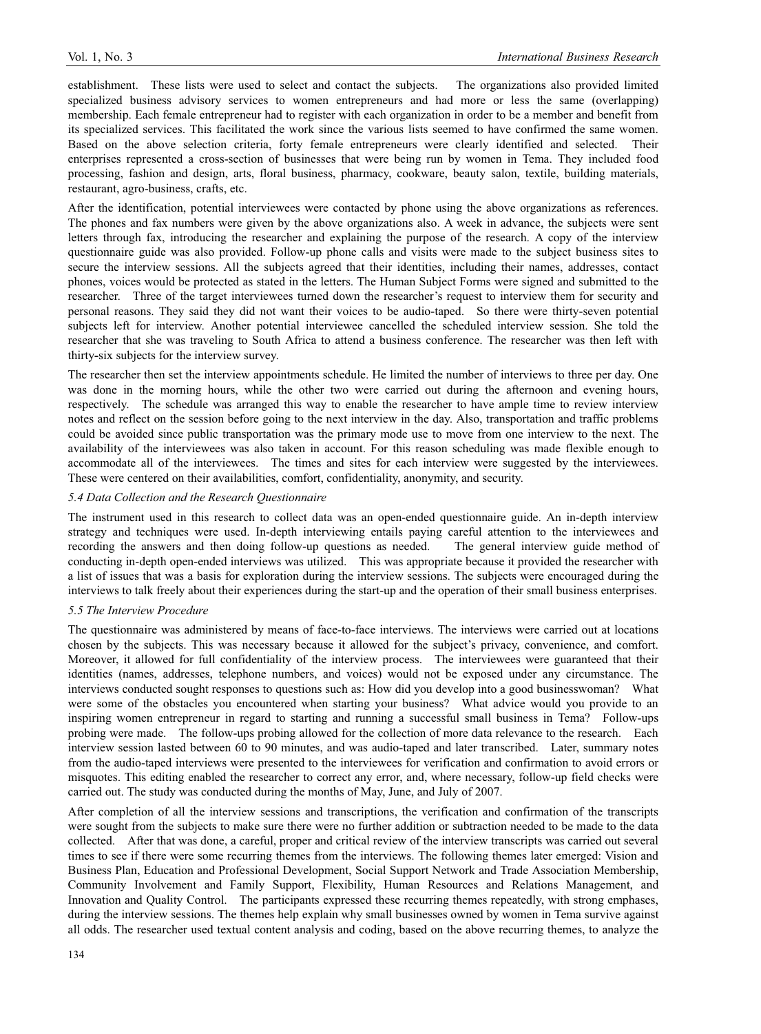establishment. These lists were used to select and contact the subjects. The organizations also provided limited specialized business advisory services to women entrepreneurs and had more or less the same (overlapping) membership. Each female entrepreneur had to register with each organization in order to be a member and benefit from its specialized services. This facilitated the work since the various lists seemed to have confirmed the same women. Based on the above selection criteria, forty female entrepreneurs were clearly identified and selected. Their enterprises represented a cross-section of businesses that were being run by women in Tema. They included food processing, fashion and design, arts, floral business, pharmacy, cookware, beauty salon, textile, building materials, restaurant, agro-business, crafts, etc.

After the identification, potential interviewees were contacted by phone using the above organizations as references. The phones and fax numbers were given by the above organizations also. A week in advance, the subjects were sent letters through fax, introducing the researcher and explaining the purpose of the research. A copy of the interview questionnaire guide was also provided. Follow-up phone calls and visits were made to the subject business sites to secure the interview sessions. All the subjects agreed that their identities, including their names, addresses, contact phones, voices would be protected as stated in the letters. The Human Subject Forms were signed and submitted to the researcher. Three of the target interviewees turned down the researcher's request to interview them for security and personal reasons. They said they did not want their voices to be audio-taped. So there were thirty-seven potential subjects left for interview. Another potential interviewee cancelled the scheduled interview session. She told the researcher that she was traveling to South Africa to attend a business conference. The researcher was then left with thirty-six subjects for the interview survey.

The researcher then set the interview appointments schedule. He limited the number of interviews to three per day. One was done in the morning hours, while the other two were carried out during the afternoon and evening hours, respectively. The schedule was arranged this way to enable the researcher to have ample time to review interview notes and reflect on the session before going to the next interview in the day. Also, transportation and traffic problems could be avoided since public transportation was the primary mode use to move from one interview to the next. The availability of the interviewees was also taken in account. For this reason scheduling was made flexible enough to accommodate all of the interviewees. The times and sites for each interview were suggested by the interviewees. These were centered on their availabilities, comfort, confidentiality, anonymity, and security.

### *5.4 Data Collection and the Research Questionnaire*

The instrument used in this research to collect data was an open-ended questionnaire guide. An in-depth interview strategy and techniques were used. In-depth interviewing entails paying careful attention to the interviewees and recording the answers and then doing follow-up questions as needed. The general interview guide method of conducting in-depth open-ended interviews was utilized. This was appropriate because it provided the researcher with a list of issues that was a basis for exploration during the interview sessions. The subjects were encouraged during the interviews to talk freely about their experiences during the start-up and the operation of their small business enterprises.

### *5.5 The Interview Procedure*

The questionnaire was administered by means of face-to-face interviews. The interviews were carried out at locations chosen by the subjects. This was necessary because it allowed for the subject's privacy, convenience, and comfort. Moreover, it allowed for full confidentiality of the interview process. The interviewees were guaranteed that their identities (names, addresses, telephone numbers, and voices) would not be exposed under any circumstance. The interviews conducted sought responses to questions such as: How did you develop into a good businesswoman? What were some of the obstacles you encountered when starting your business? What advice would you provide to an inspiring women entrepreneur in regard to starting and running a successful small business in Tema? Follow-ups probing were made. The follow-ups probing allowed for the collection of more data relevance to the research. Each interview session lasted between 60 to 90 minutes, and was audio-taped and later transcribed. Later, summary notes from the audio-taped interviews were presented to the interviewees for verification and confirmation to avoid errors or misquotes. This editing enabled the researcher to correct any error, and, where necessary, follow-up field checks were carried out. The study was conducted during the months of May, June, and July of 2007.

After completion of all the interview sessions and transcriptions, the verification and confirmation of the transcripts were sought from the subjects to make sure there were no further addition or subtraction needed to be made to the data collected. After that was done, a careful, proper and critical review of the interview transcripts was carried out several times to see if there were some recurring themes from the interviews. The following themes later emerged: Vision and Business Plan, Education and Professional Development, Social Support Network and Trade Association Membership, Community Involvement and Family Support, Flexibility, Human Resources and Relations Management, and Innovation and Quality Control. The participants expressed these recurring themes repeatedly, with strong emphases, during the interview sessions. The themes help explain why small businesses owned by women in Tema survive against all odds. The researcher used textual content analysis and coding, based on the above recurring themes, to analyze the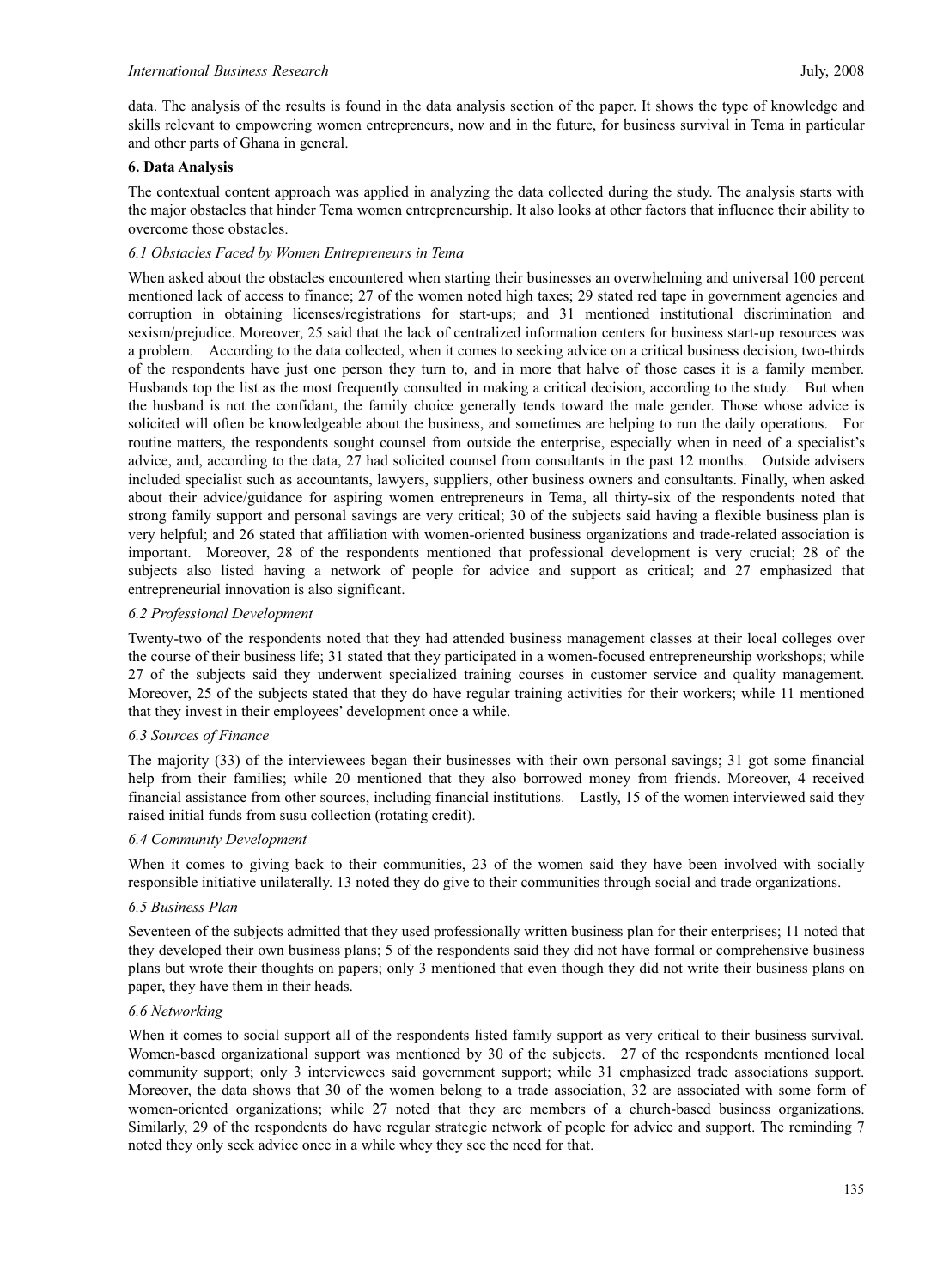data. The analysis of the results is found in the data analysis section of the paper. It shows the type of knowledge and skills relevant to empowering women entrepreneurs, now and in the future, for business survival in Tema in particular and other parts of Ghana in general.

### 6. Data Analysis

The contextual content approach was applied in analyzing the data collected during the study. The analysis starts with the major obstacles that hinder Tema women entrepreneurship. It also looks at other factors that influence their ability to overcome those obstacles.

#### *6.1 Obstacles Faced by Women Entrepreneurs in Tema*

When asked about the obstacles encountered when starting their businesses an overwhelming and universal 100 percent mentioned lack of access to finance; 27 of the women noted high taxes; 29 stated red tape in government agencies and corruption in obtaining licenses/registrations for start-ups; and 31 mentioned institutional discrimination and sexism/prejudice. Moreover, 25 said that the lack of centralized information centers for business start-up resources was a problem. According to the data collected, when it comes to seeking advice on a critical business decision, two-thirds of the respondents have just one person they turn to, and in more that halve of those cases it is a family member. Husbands top the list as the most frequently consulted in making a critical decision, according to the study. But when the husband is not the confidant, the family choice generally tends toward the male gender. Those whose advice is solicited will often be knowledgeable about the business, and sometimes are helping to run the daily operations. For routine matters, the respondents sought counsel from outside the enterprise, especially when in need of a specialist's advice, and, according to the data, 27 had solicited counsel from consultants in the past 12 months. Outside advisers included specialist such as accountants, lawyers, suppliers, other business owners and consultants. Finally, when asked about their advice/guidance for aspiring women entrepreneurs in Tema, all thirty-six of the respondents noted that strong family support and personal savings are very critical; 30 of the subjects said having a flexible business plan is very helpful; and 26 stated that affiliation with women-oriented business organizations and trade-related association is important. Moreover, 28 of the respondents mentioned that professional development is very crucial; 28 of the subjects also listed having a network of people for advice and support as critical; and 27 emphasized that entrepreneurial innovation is also significant.

#### *6.2 Professional Development*

Twenty-two of the respondents noted that they had attended business management classes at their local colleges over the course of their business life; 31 stated that they participated in a women-focused entrepreneurship workshops; while 27 of the subjects said they underwent specialized training courses in customer service and quality management. Moreover, 25 of the subjects stated that they do have regular training activities for their workers; while 11 mentioned that they invest in their employees' development once a while.

#### *6.3 Sources of Finance*

The majority (33) of the interviewees began their businesses with their own personal savings; 31 got some financial help from their families; while 20 mentioned that they also borrowed money from friends. Moreover, 4 received financial assistance from other sources, including financial institutions. Lastly, 15 of the women interviewed said they raised initial funds from susu collection (rotating credit).

#### *6.4 Community Development*

When it comes to giving back to their communities, 23 of the women said they have been involved with socially responsible initiative unilaterally. 13 noted they do give to their communities through social and trade organizations.

#### *6.5 Business Plan*

Seventeen of the subjects admitted that they used professionally written business plan for their enterprises; 11 noted that they developed their own business plans; 5 of the respondents said they did not have formal or comprehensive business plans but wrote their thoughts on papers; only 3 mentioned that even though they did not write their business plans on paper, they have them in their heads.

#### *6.6 Networking*

When it comes to social support all of the respondents listed family support as very critical to their business survival. Women-based organizational support was mentioned by 30 of the subjects. 27 of the respondents mentioned local community support; only 3 interviewees said government support; while 31 emphasized trade associations support. Moreover, the data shows that 30 of the women belong to a trade association, 32 are associated with some form of women-oriented organizations; while 27 noted that they are members of a church-based business organizations. Similarly, 29 of the respondents do have regular strategic network of people for advice and support. The reminding 7 noted they only seek advice once in a while whey they see the need for that.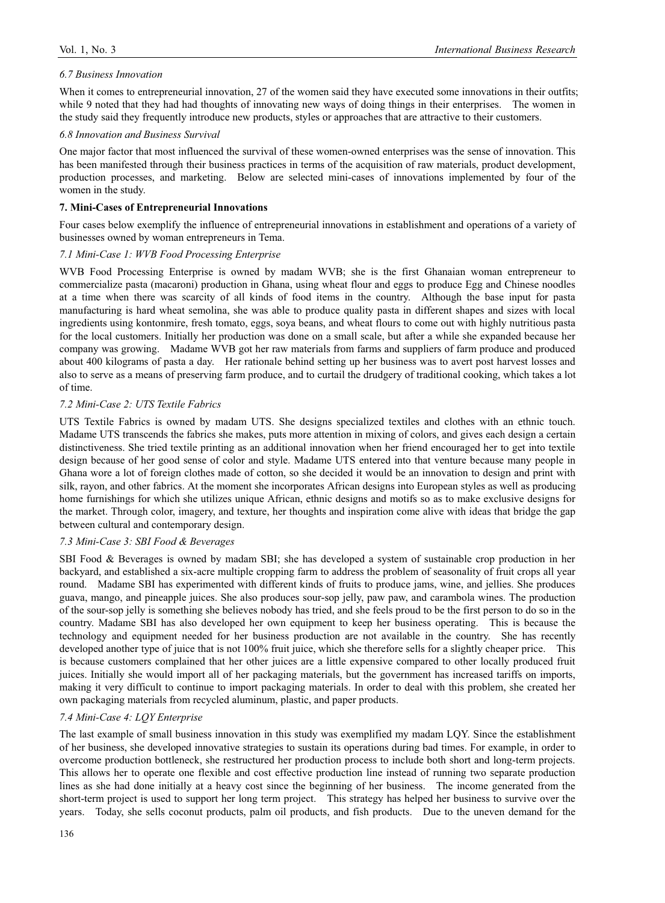### *6.7 Business Innovation*

When it comes to entrepreneurial innovation, 27 of the women said they have executed some innovations in their outfits; while 9 noted that they had had thoughts of innovating new ways of doing things in their enterprises. The women in the study said they frequently introduce new products, styles or approaches that are attractive to their customers.

### *6.8 Innovation and Business Survival*

One major factor that most influenced the survival of these women-owned enterprises was the sense of innovation. This has been manifested through their business practices in terms of the acquisition of raw materials, product development, production processes, and marketing. Below are selected mini-cases of innovations implemented by four of the women in the study.

## **7. Mini-Cases of Entrepreneurial Innovations**

Four cases below exemplify the influence of entrepreneurial innovations in establishment and operations of a variety of businesses owned by woman entrepreneurs in Tema.

### *7.1 Mini-Case 1: WVB Food Processing Enterprise*

WVB Food Processing Enterprise is owned by madam WVB; she is the first Ghanaian woman entrepreneur to commercialize pasta (macaroni) production in Ghana, using wheat flour and eggs to produce Egg and Chinese noodles at a time when there was scarcity of all kinds of food items in the country. Although the base input for pasta manufacturing is hard wheat semolina, she was able to produce quality pasta in different shapes and sizes with local ingredients using kontonmire, fresh tomato, eggs, soya beans, and wheat flours to come out with highly nutritious pasta for the local customers. Initially her production was done on a small scale, but after a while she expanded because her company was growing. Madame WVB got her raw materials from farms and suppliers of farm produce and produced about 400 kilograms of pasta a day. Her rationale behind setting up her business was to avert post harvest losses and also to serve as a means of preserving farm produce, and to curtail the drudgery of traditional cooking, which takes a lot of time.

### *7.2 Mini-Case 2: UTS Textile Fabrics*

UTS Textile Fabrics is owned by madam UTS. She designs specialized textiles and clothes with an ethnic touch. Madame UTS transcends the fabrics she makes, puts more attention in mixing of colors, and gives each design a certain distinctiveness. She tried textile printing as an additional innovation when her friend encouraged her to get into textile design because of her good sense of color and style. Madame UTS entered into that venture because many people in Ghana wore a lot of foreign clothes made of cotton, so she decided it would be an innovation to design and print with silk, rayon, and other fabrics. At the moment she incorporates African designs into European styles as well as producing home furnishings for which she utilizes unique African, ethnic designs and motifs so as to make exclusive designs for the market. Through color, imagery, and texture, her thoughts and inspiration come alive with ideas that bridge the gap between cultural and contemporary design.

### *7.3 Mini-Case 3: SBI Food & Beverages*

SBI Food & Beverages is owned by madam SBI; she has developed a system of sustainable crop production in her backyard, and established a six-acre multiple cropping farm to address the problem of seasonality of fruit crops all year round. Madame SBI has experimented with different kinds of fruits to produce jams, wine, and jellies. She produces guava, mango, and pineapple juices. She also produces sour-sop jelly, paw paw, and carambola wines. The production of the sour-sop jelly is something she believes nobody has tried, and she feels proud to be the first person to do so in the country. Madame SBI has also developed her own equipment to keep her business operating. This is because the technology and equipment needed for her business production are not available in the country. She has recently developed another type of juice that is not 100% fruit juice, which she therefore sells for a slightly cheaper price. This is because customers complained that her other juices are a little expensive compared to other locally produced fruit juices. Initially she would import all of her packaging materials, but the government has increased tariffs on imports, making it very difficult to continue to import packaging materials. In order to deal with this problem, she created her own packaging materials from recycled aluminum, plastic, and paper products.

### *7.4 Mini-Case 4: LQY Enterprise*

The last example of small business innovation in this study was exemplified my madam LQY. Since the establishment of her business, she developed innovative strategies to sustain its operations during bad times. For example, in order to overcome production bottleneck, she restructured her production process to include both short and long-term projects. This allows her to operate one flexible and cost effective production line instead of running two separate production lines as she had done initially at a heavy cost since the beginning of her business. The income generated from the short-term project is used to support her long term project. This strategy has helped her business to survive over the years. Today, she sells coconut products, palm oil products, and fish products. Due to the uneven demand for the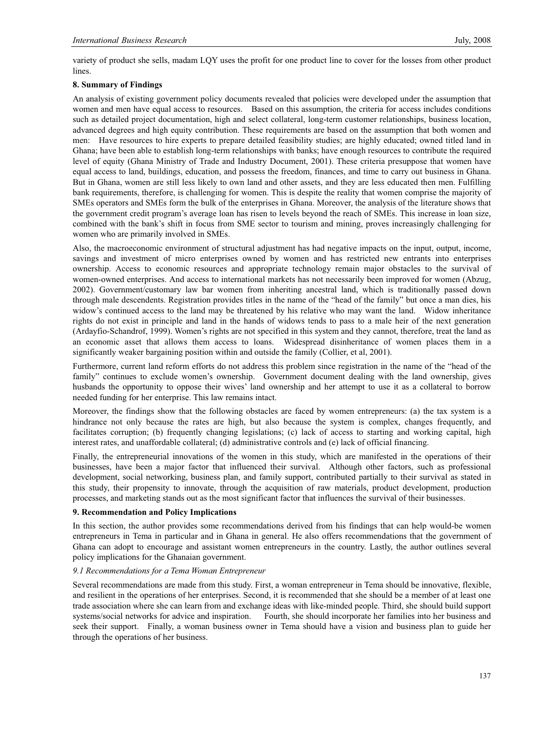variety of product she sells, madam LQY uses the profit for one product line to cover for the losses from other product lines.

### 8. Summary of Findings

An analysis of existing government policy documents revealed that policies were developed under the assumption that women and men have equal access to resources. Based on this assumption, the criteria for access includes conditions such as detailed project documentation, high and select collateral, long-term customer relationships, business location, advanced degrees and high equity contribution. These requirements are based on the assumption that both women and men: Have resources to hire experts to prepare detailed feasibility studies; are highly educated; owned titled land in Ghana; have been able to establish long-term relationships with banks; have enough resources to contribute the required level of equity (Ghana Ministry of Trade and Industry Document, 2001). These criteria presuppose that women have equal access to land, buildings, education, and possess the freedom, finances, and time to carry out business in Ghana. But in Ghana, women are still less likely to own land and other assets, and they are less educated then men. Fulfilling bank requirements, therefore, is challenging for women. This is despite the reality that women comprise the majority of SMEs operators and SMEs form the bulk of the enterprises in Ghana. Moreover, the analysis of the literature shows that the government credit program's average loan has risen to levels beyond the reach of SMEs. This increase in loan size, combined with the bank's shift in focus from SME sector to tourism and mining, proves increasingly challenging for women who are primarily involved in SMEs.

Also, the macroeconomic environment of structural adjustment has had negative impacts on the input, output, income, savings and investment of micro enterprises owned by women and has restricted new entrants into enterprises ownership. Access to economic resources and appropriate technology remain major obstacles to the survival of women-owned enterprises. And access to international markets has not necessarily been improved for women (Abzug, 2002). Government/customary law bar women from inheriting ancestral land, which is traditionally passed down through male descendents. Registration provides titles in the name of the "head of the family" but once a man dies, his widow's continued access to the land may be threatened by his relative who may want the land. Widow inheritance rights do not exist in principle and land in the hands of widows tends to pass to a male heir of the next generation (Ardayfio-Schandrof, 1999). Women's rights are not specified in this system and they cannot, therefore, treat the land as an economic asset that allows them access to loans. Widespread disinheritance of women places them in a significantly weaker bargaining position within and outside the family (Collier, et al, 2001).

Furthermore, current land reform efforts do not address this problem since registration in the name of the "head of the family" continues to exclude women's ownership. Government document dealing with the land ownership, gives husbands the opportunity to oppose their wives' land ownership and her attempt to use it as a collateral to borrow needed funding for her enterprise. This law remains intact.

Moreover, the findings show that the following obstacles are faced by women entrepreneurs: (a) the tax system is a hindrance not only because the rates are high, but also because the system is complex, changes frequently, and facilitates corruption; (b) frequently changing legislations; (c) lack of access to starting and working capital, high interest rates, and unaffordable collateral; (d) administrative controls and (e) lack of official financing.

Finally, the entrepreneurial innovations of the women in this study, which are manifested in the operations of their businesses, have been a major factor that influenced their survival. Although other factors, such as professional development, social networking, business plan, and family support, contributed partially to their survival as stated in this study, their propensity to innovate, through the acquisition of raw materials, product development, production processes, and marketing stands out as the most significant factor that influences the survival of their businesses.

### 9. Recommendation and Policy Implications

In this section, the author provides some recommendations derived from his findings that can help would-be women entrepreneurs in Tema in particular and in Ghana in general. He also offers recommendations that the government of Ghana can adopt to encourage and assistant women entrepreneurs in the country. Lastly, the author outlines several policy implications for the Ghanaian government.

#### *9.1 Recommendations for a Tema Woman Entrepreneur*

Several recommendations are made from this study. First, a woman entrepreneur in Tema should be innovative, flexible, and resilient in the operations of her enterprises. Second, it is recommended that she should be a member of at least one trade association where she can learn from and exchange ideas with like-minded people. Third, she should build support systems/social networks for advice and inspiration. Fourth, she should incorporate her families into her business and seek their support. Finally, a woman business owner in Tema should have a vision and business plan to guide her through the operations of her business.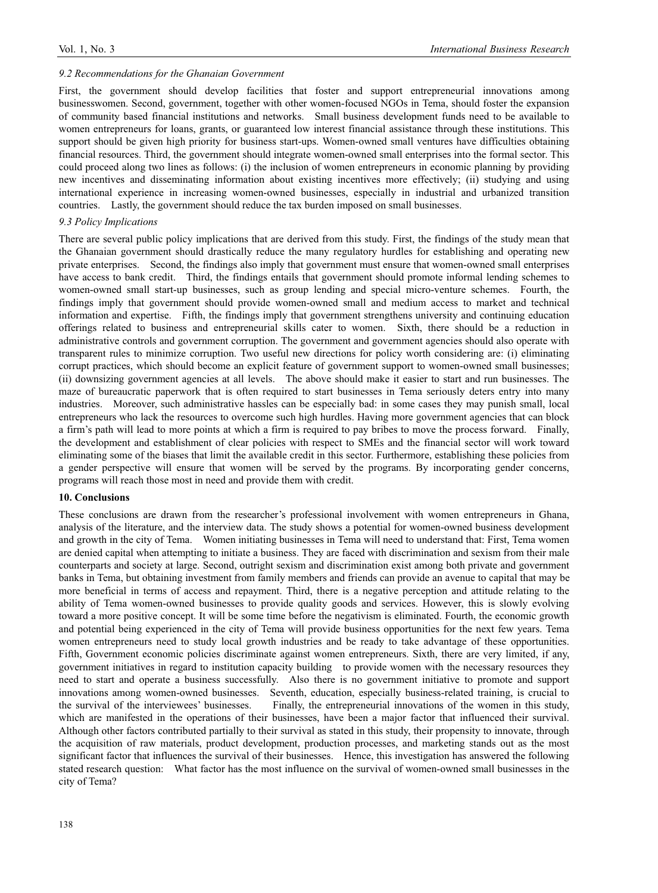*9.2 Recommendations for the Ghanaian Government*

First, the government should develop facilities that foster and support entrepreneurial innovations among businesswomen. Second, government, together with other women-focused NGOs in Tema, should foster the expansion of community based financial institutions and networks. Small business development funds need to be available to women entrepreneurs for loans, grants, or guaranteed low interest financial assistance through these institutions. This support should be given high priority for business start-ups. Women-owned small ventures have difficulties obtaining financial resources. Third, the government should integrate women-owned small enterprises into the formal sector. This could proceed along two lines as follows: (i) the inclusion of women entrepreneurs in economic planning by providing new incentives and disseminating information about existing incentives more effectively; (ii) studying and using international experience in increasing women-owned businesses, especially in industrial and urbanized transition countries. Lastly, the government should reduce the tax burden imposed on small businesses.

*9.3 Policy Implications*

There are several public policy implications that are derived from this study. First, the findings of the study mean that the Ghanaian government should drastically reduce the many regulatory hurdles for establishing and operating new private enterprises. Second, the findings also imply that government must ensure that women-owned small enterprises have access to bank credit. Third, the findings entails that government should promote informal lending schemes to women-owned small start-up businesses, such as group lending and special micro-venture schemes. Fourth, the findings imply that government should provide women-owned small and medium access to market and technical information and expertise. Fifth, the findings imply that government strengthens university and continuing education offerings related to business and entrepreneurial skills cater to women. Sixth, there should be a reduction in administrative controls and government corruption. The government and government agencies should also operate with transparent rules to minimize corruption. Two useful new directions for policy worth considering are: (i) eliminating corrupt practices, which should become an explicit feature of government support to women-owned small businesses; (ii) downsizing government agencies at all levels. The above should make it easier to start and run businesses. The maze of bureaucratic paperwork that is often required to start businesses in Tema seriously deters entry into many industries. Moreover, such administrative hassles can be especially bad: in some cases they may punish small, local entrepreneurs who lack the resources to overcome such high hurdles. Having more government agencies that can block a firm's path will lead to more points at which a firm is required to pay bribes to move the process forward. Finally, the development and establishment of clear policies with respect to SMEs and the financial sector will work toward eliminating some of the biases that limit the available credit in this sector. Furthermore, establishing these policies from a gender perspective will ensure that women will be served by the programs. By incorporating gender concerns, programs will reach those most in need and provide them with credit.

## 10. Conclusions

These conclusions are drawn from the researcher's professional involvement with women entrepreneurs in Ghana, analysis of the literature, and the interview data. The study shows a potential for women-owned business development and growth in the city of Tema. Women initiating businesses in Tema will need to understand that: First, Tema women are denied capital when attempting to initiate a business. They are faced with discrimination and sexism from their male counterparts and society at large. Second, outright sexism and discrimination exist among both private and government banks in Tema, but obtaining investment from family members and friends can provide an avenue to capital that may be more beneficial in terms of access and repayment. Third, there is a negative perception and attitude relating to the ability of Tema women-owned businesses to provide quality goods and services. However, this is slowly evolving toward a more positive concept. It will be some time before the negativism is eliminated. Fourth, the economic growth and potential being experienced in the city of Tema will provide business opportunities for the next few years. Tema women entrepreneurs need to study local growth industries and be ready to take advantage of these opportunities. Fifth, Government economic policies discriminate against women entrepreneurs. Sixth, there are very limited, if any, government initiatives in regard to institution capacity building to provide women with the necessary resources they need to start and operate a business successfully. Also there is no government initiative to promote and support innovations among women-owned businesses. Seventh, education, especially business-related training, is crucial to the survival of the interviewees' businesses. Finally, the entrepreneurial innovations of the women in this study, which are manifested in the operations of their businesses, have been a major factor that influenced their survival. Although other factors contributed partially to their survival as stated in this study, their propensity to innovate, through the acquisition of raw materials, product development, production processes, and marketing stands out as the most significant factor that influences the survival of their businesses. Hence, this investigation has answered the following stated research question: What factor has the most influence on the survival of women-owned small businesses in the city of Tema?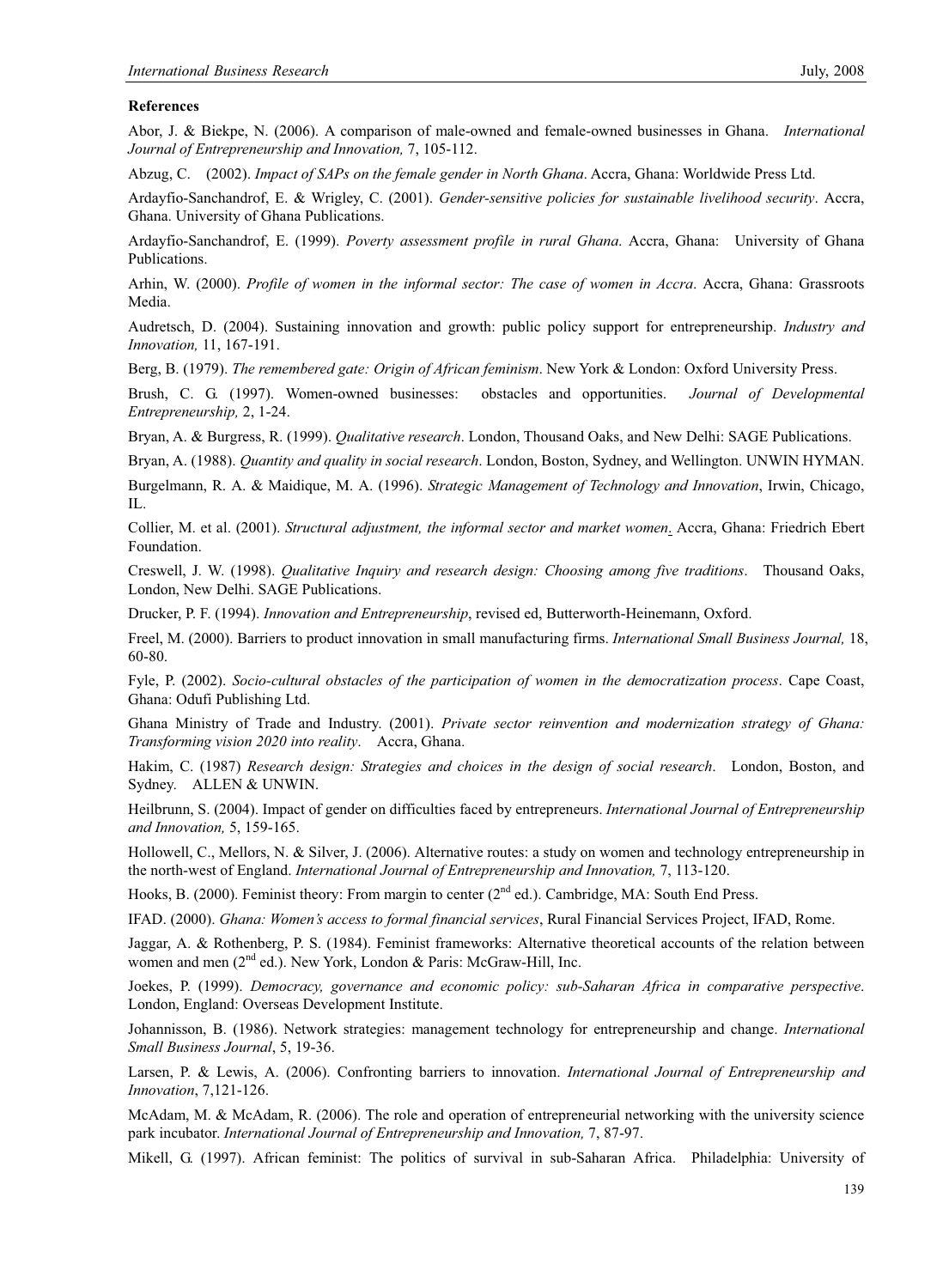**References**

Abor, J. & Biekpe, N. (2006). A comparison of male-owned and female-owned businesses in Ghana. *International Journal of Entrepreneurship and Innovation,* 7, 105-112.

Abzug, C. (2002). *Impact of SAPs on the female gender in North Ghana*. Accra, Ghana: Worldwide Press Ltd.

Ardayfio-Sanchandrof, E. & Wrigley, C. (2001). *Gender-sensitive policies for sustainable livelihood security*. Accra, Ghana. University of Ghana Publications.

Ardayfio-Sanchandrof, E. (1999). *Poverty assessment profile in rural Ghana*. Accra, Ghana: University of Ghana Publications.

Arhin, W. (2000). *Profile of women in the informal sector: The case of women in Accra*. Accra, Ghana: Grassroots Media.

Audretsch, D. (2004). Sustaining innovation and growth: public policy support for entrepreneurship. *Industry and Innovation,* 11, 167-191.

Berg, B. (1979). *The remembered gate: Origin of African feminism*. New York & London: Oxford University Press.

Brush, C. G. (1997). Women-owned businesses: obstacles and opportunities. *Journal of Developmental Entrepreneurship,* 2, 1-24.

Bryan, A. & Burgress, R. (1999). *Qualitative research*. London, Thousand Oaks, and New Delhi: SAGE Publications.

Bryan, A. (1988). *Quantity and quality in social research*. London, Boston, Sydney, and Wellington. UNWIN HYMAN.

Burgelmann, R. A. & Maidique, M. A. (1996). *Strategic Management of Technology and Innovation*, Irwin, Chicago, IL.

Collier, M. et al. (2001). *Structural adjustment, the informal sector and market women*. Accra, Ghana: Friedrich Ebert Foundation.

Creswell, J. W. (1998). *Qualitative Inquiry and research design: Choosing among five traditions*. Thousand Oaks, London, New Delhi. SAGE Publications.

Drucker, P. F. (1994). *Innovation and Entrepreneurship*, revised ed, Butterworth-Heinemann, Oxford.

Freel, M. (2000). Barriers to product innovation in small manufacturing firms. *International Small Business Journal,* 18, 60-80.

Fyle, P. (2002). *Socio-cultural obstacles of the participation of women in the democratization process*. Cape Coast, Ghana: Odufi Publishing Ltd.

Ghana Ministry of Trade and Industry. (2001). *Private sector reinvention and modernization strategy of Ghana: Transforming vision 2020 into reality*. Accra, Ghana.

Hakim, C. (1987) *Research design: Strategies and choices in the design of social research*. London, Boston, and Sydney. ALLEN & UNWIN.

Heilbrunn, S. (2004). Impact of gender on difficulties faced by entrepreneurs. *International Journal of Entrepreneurship and Innovation,* 5, 159-165.

Hollowell, C., Mellors, N. & Silver, J. (2006). Alternative routes: a study on women and technology entrepreneurship in the north-west of England. *International Journal of Entrepreneurship and Innovation,* 7, 113-120.

Hooks, B. (2000). Feminist theory: From margin to center (2nd ed.). Cambridge, MA: South End Press.

IFAD. (2000). *Ghana: Women's access to formal financial services*, Rural Financial Services Project, IFAD, Rome.

Jaggar, A. & Rothenberg, P. S. (1984). Feminist frameworks: Alternative theoretical accounts of the relation between women and men (2nd ed.). New York, London & Paris: McGraw-Hill, Inc.

Joekes, P. (1999). *Democracy, governance and economic policy: sub-Saharan Africa in comparative perspective*. London, England: Overseas Development Institute.

Johannisson, B. (1986). Network strategies: management technology for entrepreneurship and change. *International Small Business Journal*, 5, 19-36.

Larsen, P. & Lewis, A. (2006). Confronting barriers to innovation. *International Journal of Entrepreneurship and Innovation*, 7,121-126.

McAdam, M. & McAdam, R. (2006). The role and operation of entrepreneurial networking with the university science park incubator. *International Journal of Entrepreneurship and Innovation,* 7, 87-97.

Mikell, G. (1997). African feminist: The politics of survival in sub-Saharan Africa. Philadelphia: University of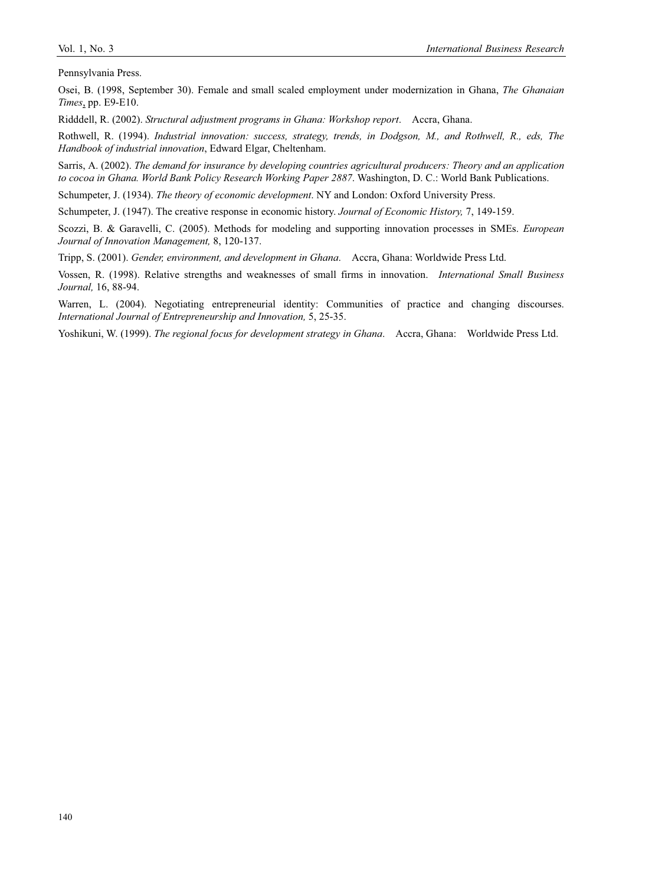Pennsylvania Press.

Osei, B. (1998, September 30). Female and small scaled employment under modernization in Ghana, *The Ghanaian Times*, pp. E9-E10.

Ridddell, R. (2002). *Structural adjustment programs in Ghana: Workshop report*. Accra, Ghana.

Rothwell, R. (1994). *Industrial innovation: success, strategy, trends, in Dodgson, M., and Rothwell, R., eds, The Handbook of industrial innovation*, Edward Elgar, Cheltenham.

Sarris, A. (2002). *The demand for insurance by developing countries agricultural producers: Theory and an application to cocoa in Ghana. World Bank Policy Research Working Paper 2887*. Washington, D. C.: World Bank Publications.

Schumpeter, J. (1934). *The theory of economic development*. NY and London: Oxford University Press.

Schumpeter, J. (1947). The creative response in economic history. *Journal of Economic History,* 7, 149-159.

Scozzi, B. & Garavelli, C. (2005). Methods for modeling and supporting innovation processes in SMEs. *European Journal of Innovation Management,* 8, 120-137.

Tripp, S. (2001). *Gender, environment, and development in Ghana*. Accra, Ghana: Worldwide Press Ltd.

Vossen, R. (1998). Relative strengths and weaknesses of small firms in innovation. *International Small Business Journal,* 16, 88-94.

Warren, L. (2004). Negotiating entrepreneurial identity: Communities of practice and changing discourses. *International Journal of Entrepreneurship and Innovation,* 5, 25-35.

Yoshikuni, W. (1999). *The regional focus for development strategy in Ghana*. Accra, Ghana: Worldwide Press Ltd.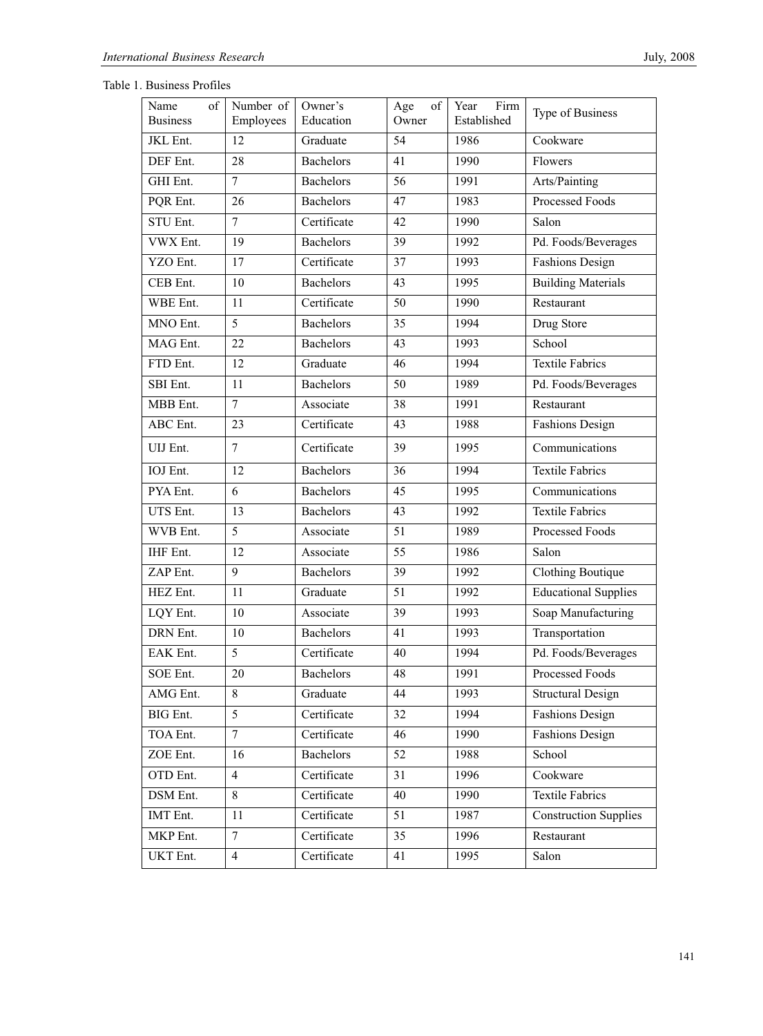Table 1. Business Profiles

| Name of Business | Number of Employees | Owner's Education | Age of Owner | Year Firm Established | Type of Business |
|---|---|---|---|---|---|
| JKL Ent. | 12 | Graduate | 54 | 1986 | Cookware |
| DEF Ent. | 28 | Bachelors | 41 | 1990 | Flowers |
| GHI Ent. | 7 | Bachelors | 56 | 1991 | Arts/Painting |
| PQR Ent. | 26 | Bachelors | 47 | 1983 | Processed Foods |
| STU Ent. | 7 | Certificate | 42 | 1990 | Salon |
| VWX Ent. | 19 | Bachelors | 39 | 1992 | Pd. Foods/Beverages |
| YZO Ent. | 17 | Certificate | 37 | 1993 | Fashions Design |
| CEB Ent. | 10 | Bachelors | 43 | 1995 | Building Materials |
| WBE Ent. | 11 | Certificate | 50 | 1990 | Restaurant |
| MNO Ent. | 5 | Bachelors | 35 | 1994 | Drug Store |
| MAG Ent. | 22 | Bachelors | 43 | 1993 | School |
| FTD Ent. | 12 | Graduate | 46 | 1994 | Textile Fabrics |
| SBI Ent. | 11 | Bachelors | 50 | 1989 | Pd. Foods/Beverages |
| MBB Ent. | 7 | Associate | 38 | 1991 | Restaurant |
| ABC Ent. | 23 | Certificate | 43 | 1988 | Fashions Design |
| UIJ Ent. | 7 | Certificate | 39 | 1995 | Communications |
| IOJ Ent. | 12 | Bachelors | 36 | 1994 | Textile Fabrics |
| PYA Ent. | 6 | Bachelors | 45 | 1995 | Communications |
| UTS Ent. | 13 | Bachelors | 43 | 1992 | Textile Fabrics |
| WVB Ent. | 5 | Associate | 51 | 1989 | Processed Foods |
| IHF Ent. | 12 | Associate | 55 | 1986 | Salon |
| ZAP Ent. | 9 | Bachelors | 39 | 1992 | Clothing Boutique |
| HEZ Ent. | 11 | Graduate | 51 | 1992 | Educational Supplies |
| LQY Ent. | 10 | Associate | 39 | 1993 | Soap Manufacturing |
| DRN Ent. | 10 | Bachelors | 41 | 1993 | Transportation |
| EAK Ent. | 5 | Certificate | 40 | 1994 | Pd. Foods/Beverages |
| SOE Ent. | 20 | Bachelors | 48 | 1991 | Processed Foods |
| AMG Ent. | 8 | Graduate | 44 | 1993 | Structural Design |
| BIG Ent. | 5 | Certificate | 32 | 1994 | Fashions Design |
| TOA Ent. | 7 | Certificate | 46 | 1990 | Fashions Design |
| ZOE Ent. | 16 | Bachelors | 52 | 1988 | School |
| OTD Ent. | 4 | Certificate | 31 | 1996 | Cookware |
| DSM Ent. | 8 | Certificate | 40 | 1990 | Textile Fabrics |
| IMT Ent. | 11 | Certificate | 51 | 1987 | Construction Supplies |
| MKP Ent. | 7 | Certificate | 35 | 1996 | Restaurant |
| UKT Ent. | 4 | Certificate | 41 | 1995 | Salon |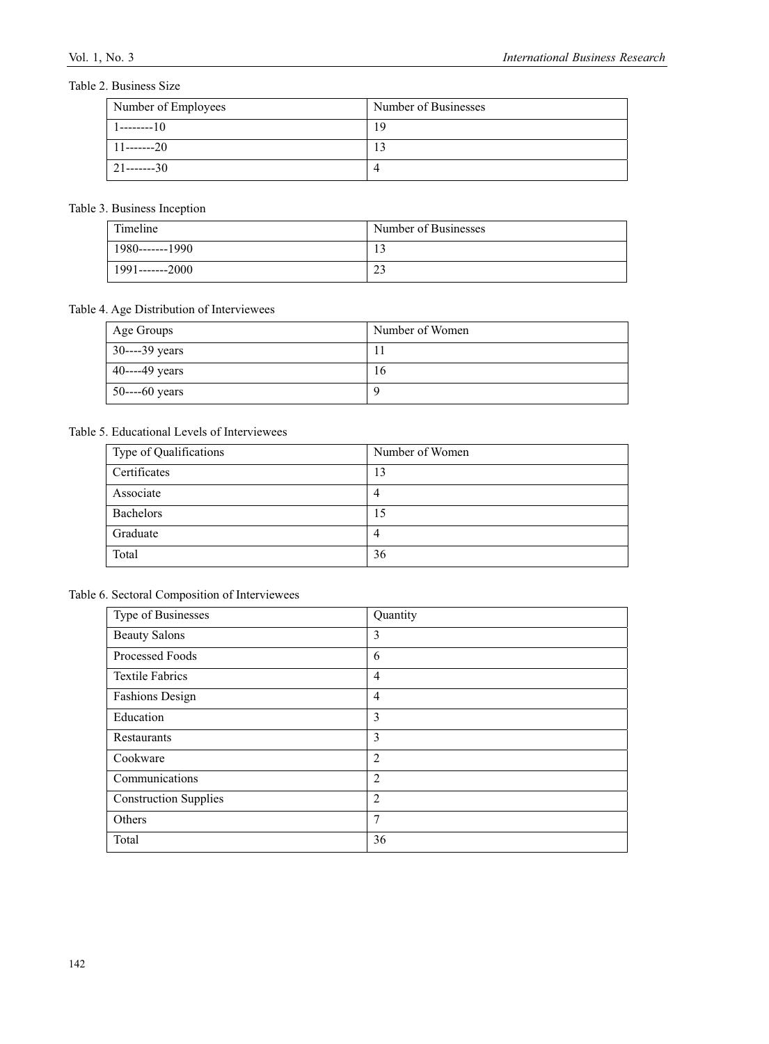Table 2. Business Size

| Number of Employees | Number of Businesses |
|---|---|
| 1--------10 | 19 |
| 11-------20 | 13 |
| 21-------30 | 4 |

Table 3. Business Inception

| Timeline | Number of Businesses |
|---|---|
| 1980-------1990 | 13 |
| 1991-------2000 | 23 |

Table 4. Age Distribution of Interviewees

| Age Groups | Number of Women |
|---|---|
| 30----39 years | 11 |
| 40----49 years | 16 |
| 50----60 years | 9 |

Table 5. Educational Levels of Interviewees

| Type of Qualifications | Number of Women |
|---|---|
| Certificates | 13 |
| Associate | 4 |
| Bachelors | 15 |
| Graduate | 4 |
| Total | 36 |

Table 6. Sectoral Composition of Interviewees

| Type of Businesses | Quantity |
|---|---|
| Beauty Salons | 3 |
| Processed Foods | 6 |
| Textile Fabrics | 4 |
| Fashions Design | 4 |
| Education | 3 |
| Restaurants | 3 |
| Cookware | 2 |
| Communications | 2 |
| Construction Supplies | 2 |
| Others | 7 |
| Total | 36 |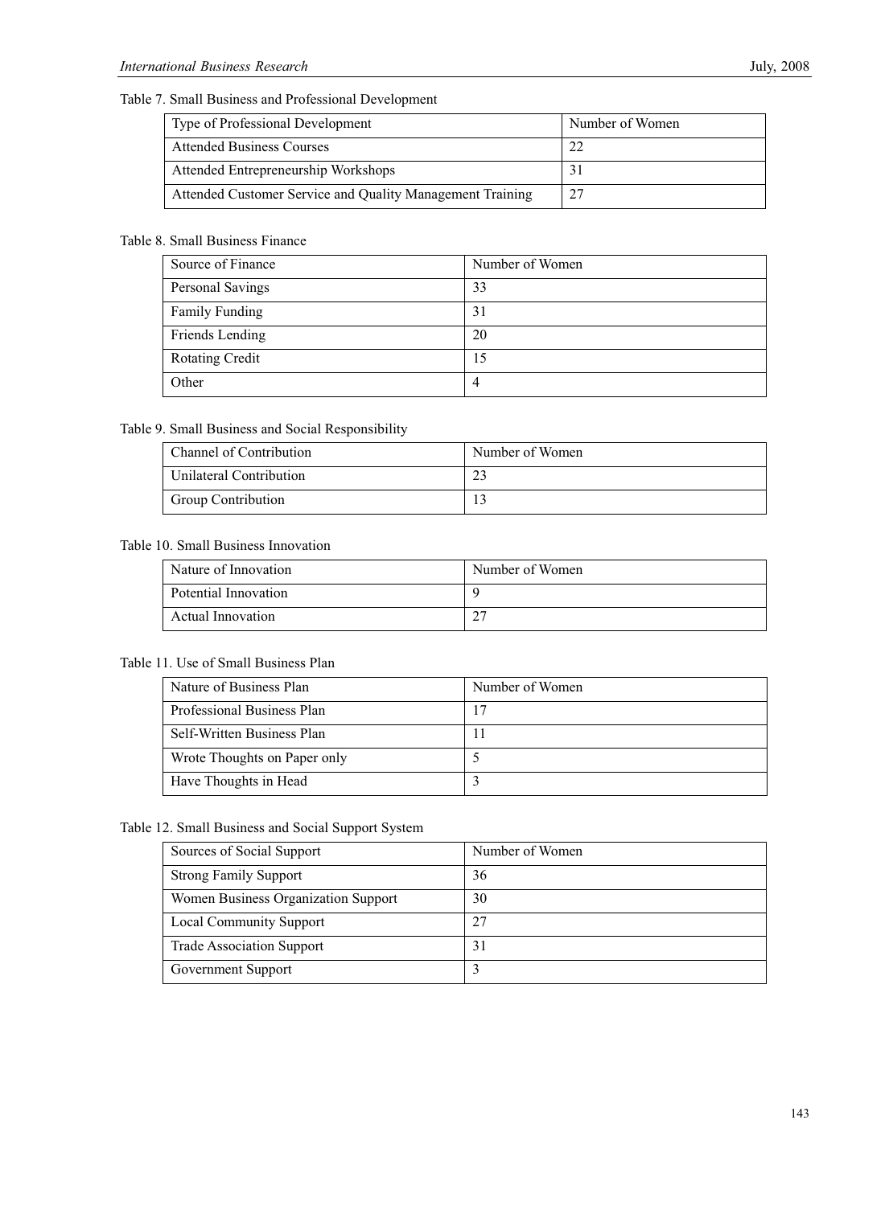Table 7. Small Business and Professional Development

| Type of Professional Development | Number of Women |
|---|---|
| Attended Business Courses | 22 |
| Attended Entrepreneurship Workshops | 31 |
| Attended Customer Service and Quality Management Training | 27 |

Table 8. Small Business Finance

| Source of Finance | Number of Women |
|---|---|
| Personal Savings | 33 |
| Family Funding | 31 |
| Friends Lending | 20 |
| Rotating Credit | 15 |
| Other | 4 |

Table 9. Small Business and Social Responsibility

| Channel of Contribution | Number of Women |
|---|---|
| Unilateral Contribution | 23 |
| Group Contribution | 13 |

Table 10. Small Business Innovation

| Nature of Innovation | Number of Women |
|---|---|
| Potential Innovation | 9 |
| Actual Innovation | 27 |

Table 11. Use of Small Business Plan

| Nature of Business Plan | Number of Women |
|---|---|
| Professional Business Plan | 17 |
| Self-Written Business Plan | 11 |
| Wrote Thoughts on Paper only | 5 |
| Have Thoughts in Head | 3 |

Table 12. Small Business and Social Support System

| Sources of Social Support | Number of Women |
|---|---|
| Strong Family Support | 36 |
| Women Business Organization Support | 30 |
| Local Community Support | 27 |
| Trade Association Support | 31 |
| Government Support | 3 |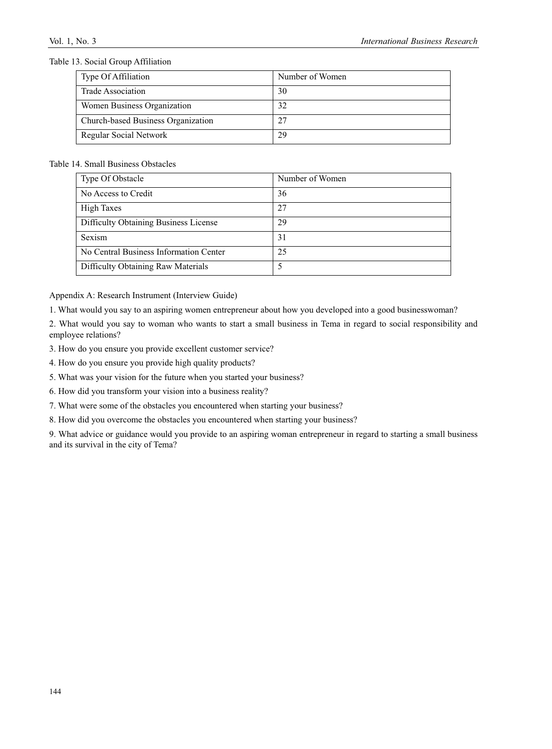Table 13. Social Group Affiliation

| Type Of Affiliation | Number of Women |
|---|---|
| Trade Association | 30 |
| Women Business Organization | 32 |
| Church-based Business Organization | 27 |
| Regular Social Network | 29 |

Table 14. Small Business Obstacles

| Type Of Obstacle | Number of Women |
|---|---|
| No Access to Credit | 36 |
| High Taxes | 27 |
| Difficulty Obtaining Business License | 29 |
| Sexism | 31 |
| No Central Business Information Center | 25 |
| Difficulty Obtaining Raw Materials | 5 |

Appendix A: Research Instrument (Interview Guide)

1. What would you say to an aspiring women entrepreneur about how you developed into a good businesswoman?
2. What would you say to woman who wants to start a small business in Tema in regard to social responsibility and employee relations?
3. How do you ensure you provide excellent customer service?
4. How do you ensure you provide high quality products?
5. What was your vision for the future when you started your business?
6. How did you transform your vision into a business reality?
7. What were some of the obstacles you encountered when starting your business?
8. How did you overcome the obstacles you encountered when starting your business?
9. What advice or guidance would you provide to an aspiring woman entrepreneur in regard to starting a small business and its survival in the city of Tema?